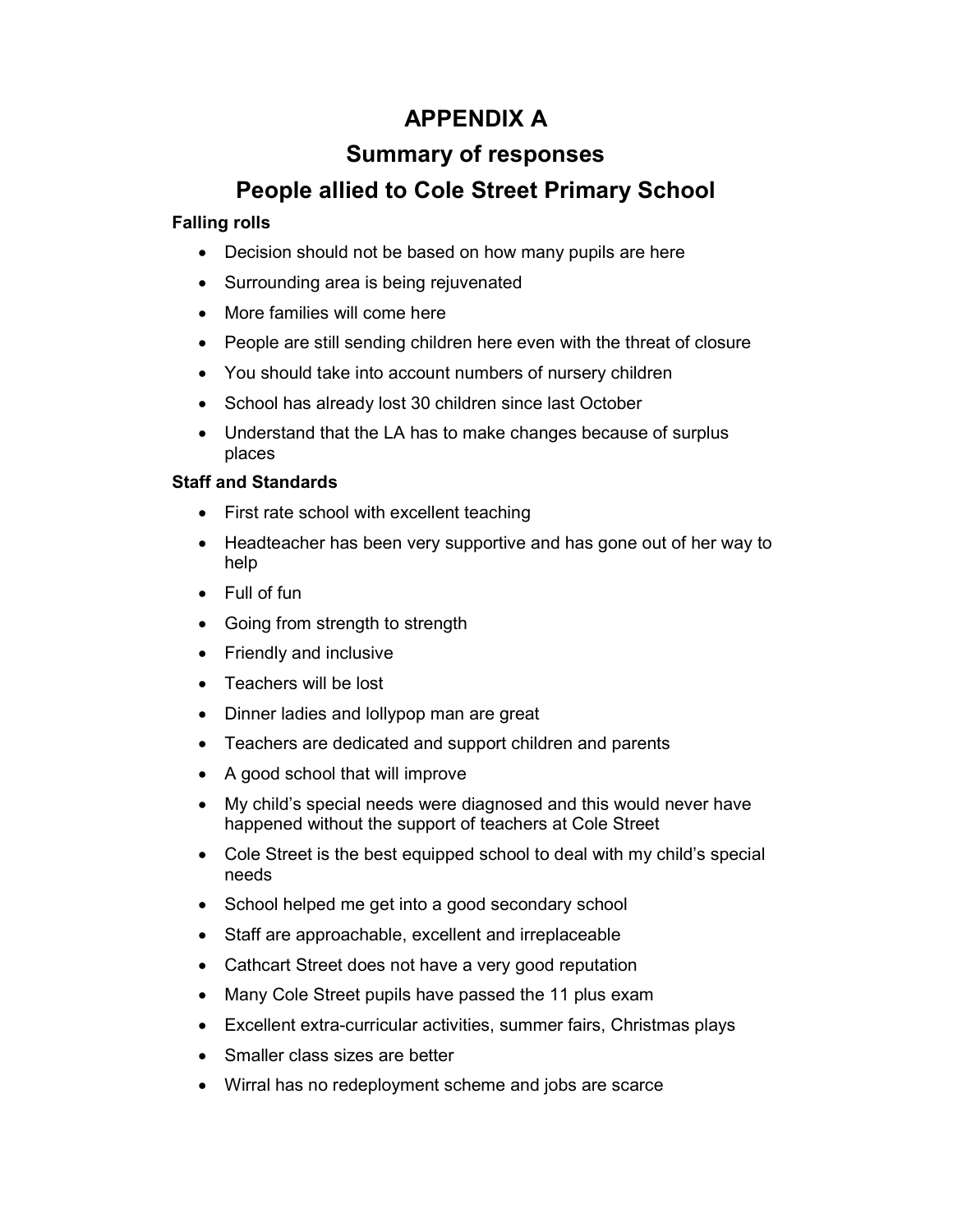# APPENDIX A

## Summary of responses

## People allied to Cole Street Primary School

### Falling rolls

- Decision should not be based on how many pupils are here
- Surrounding area is being rejuvenated
- More families will come here
- People are still sending children here even with the threat of closure
- You should take into account numbers of nursery children
- School has already lost 30 children since last October
- Understand that the LA has to make changes because of surplus places

### Staff and Standards

- First rate school with excellent teaching
- Headteacher has been very supportive and has gone out of her way to help
- Full of fun
- Going from strength to strength
- Friendly and inclusive
- Teachers will be lost
- Dinner ladies and lollypop man are great
- Teachers are dedicated and support children and parents
- A good school that will improve
- My child's special needs were diagnosed and this would never have happened without the support of teachers at Cole Street
- Cole Street is the best equipped school to deal with my child's special needs
- School helped me get into a good secondary school
- Staff are approachable, excellent and irreplaceable
- Cathcart Street does not have a very good reputation
- Many Cole Street pupils have passed the 11 plus exam
- Excellent extra-curricular activities, summer fairs, Christmas plays
- Smaller class sizes are better
- Wirral has no redeployment scheme and jobs are scarce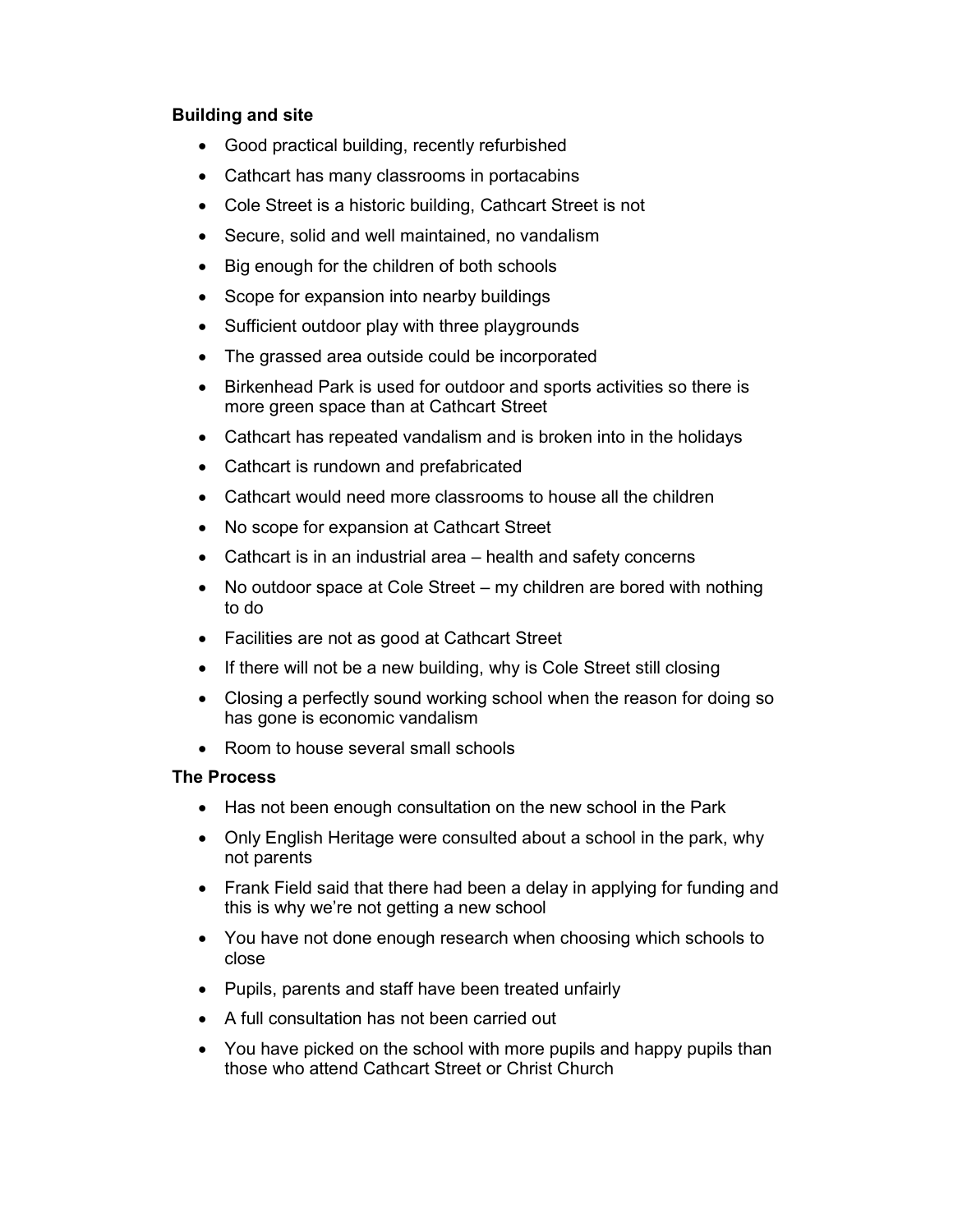**Building and site**

- Good practical building, recently refurbished
- Cathcart has many classrooms in portacabins
- Cole Street is a historic building, Cathcart Street is not
- Secure, solid and well maintained, no vandalism
- Big enough for the children of both schools
- Scope for expansion into nearby buildings
- Sufficient outdoor play with three playgrounds
- The grassed area outside could be incorporated
- Birkenhead Park is used for outdoor and sports activities so there is more green space than at Cathcart Street
- Cathcart has repeated vandalism and is broken into in the holidays
- Cathcart is rundown and prefabricated
- Cathcart would need more classrooms to house all the children
- No scope for expansion at Cathcart Street
- Cathcart is in an industrial area – health and safety concerns
- No outdoor space at Cole Street – my children are bored with nothing to do
- Facilities are not as good at Cathcart Street
- If there will not be a new building, why is Cole Street still closing
- Closing a perfectly sound working school when the reason for doing so has gone is economic vandalism
- Room to house several small schools

**The Process**

- Has not been enough consultation on the new school in the Park
- Only English Heritage were consulted about a school in the park, why not parents
- Frank Field said that there had been a delay in applying for funding and this is why we're not getting a new school
- You have not done enough research when choosing which schools to close
- Pupils, parents and staff have been treated unfairly
- A full consultation has not been carried out
- You have picked on the school with more pupils and happy pupils than those who attend Cathcart Street or Christ Church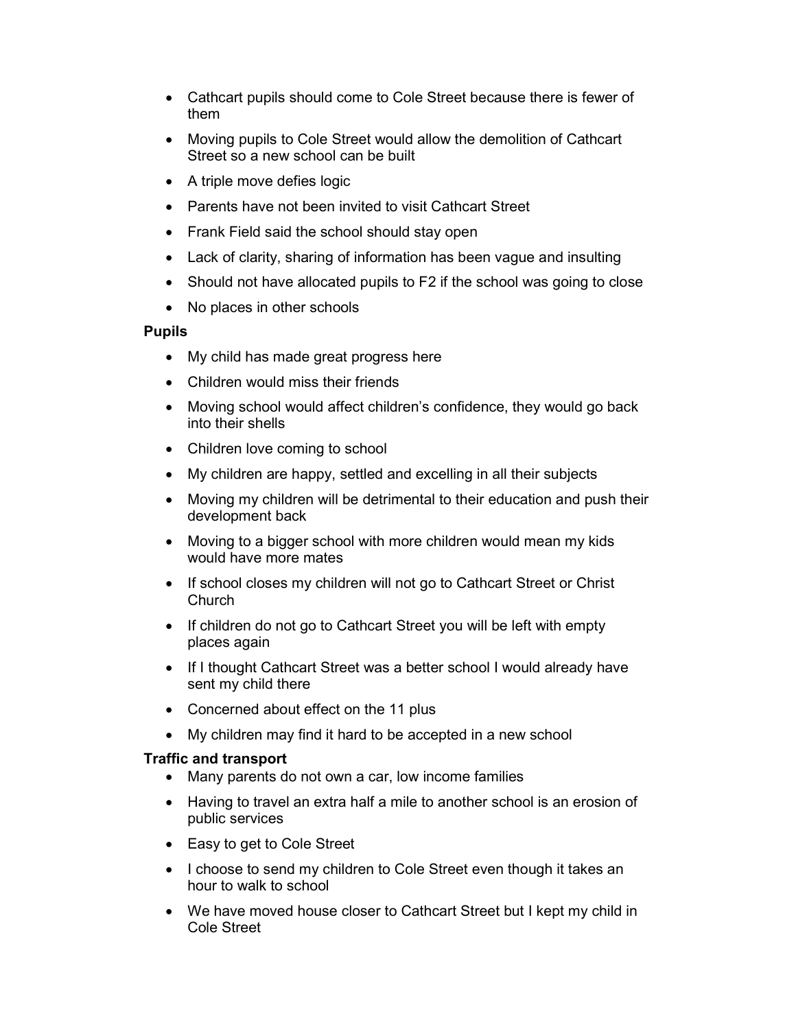- Cathcart pupils should come to Cole Street because there is fewer of them
- Moving pupils to Cole Street would allow the demolition of Cathcart Street so a new school can be built
- A triple move defies logic
- Parents have not been invited to visit Cathcart Street
- Frank Field said the school should stay open
- Lack of clarity, sharing of information has been vague and insulting
- Should not have allocated pupils to F2 if the school was going to close
- No places in other schools

**Pupils**

- My child has made great progress here
- Children would miss their friends
- Moving school would affect children's confidence, they would go back into their shells
- Children love coming to school
- My children are happy, settled and excelling in all their subjects
- Moving my children will be detrimental to their education and push their development back
- Moving to a bigger school with more children would mean my kids would have more mates
- If school closes my children will not go to Cathcart Street or Christ Church
- If children do not go to Cathcart Street you will be left with empty places again
- If I thought Cathcart Street was a better school I would already have sent my child there
- Concerned about effect on the 11 plus
- My children may find it hard to be accepted in a new school

**Traffic and transport**

- Many parents do not own a car, low income families
- Having to travel an extra half a mile to another school is an erosion of public services
- Easy to get to Cole Street
- I choose to send my children to Cole Street even though it takes an hour to walk to school
- We have moved house closer to Cathcart Street but I kept my child in Cole Street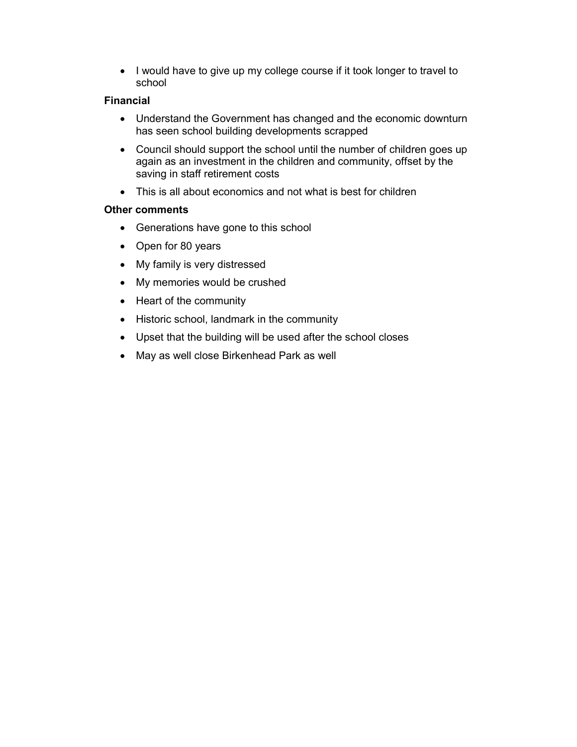- I would have to give up my college course if it took longer to travel to school

**Financial**

- Understand the Government has changed and the economic downturn has seen school building developments scrapped
- Council should support the school until the number of children goes up again as an investment in the children and community, offset by the saving in staff retirement costs
- This is all about economics and not what is best for children

**Other comments**

- Generations have gone to this school
- Open for 80 years
- My family is very distressed
- My memories would be crushed
- Heart of the community
- Historic school, landmark in the community
- Upset that the building will be used after the school closes
- May as well close Birkenhead Park as well